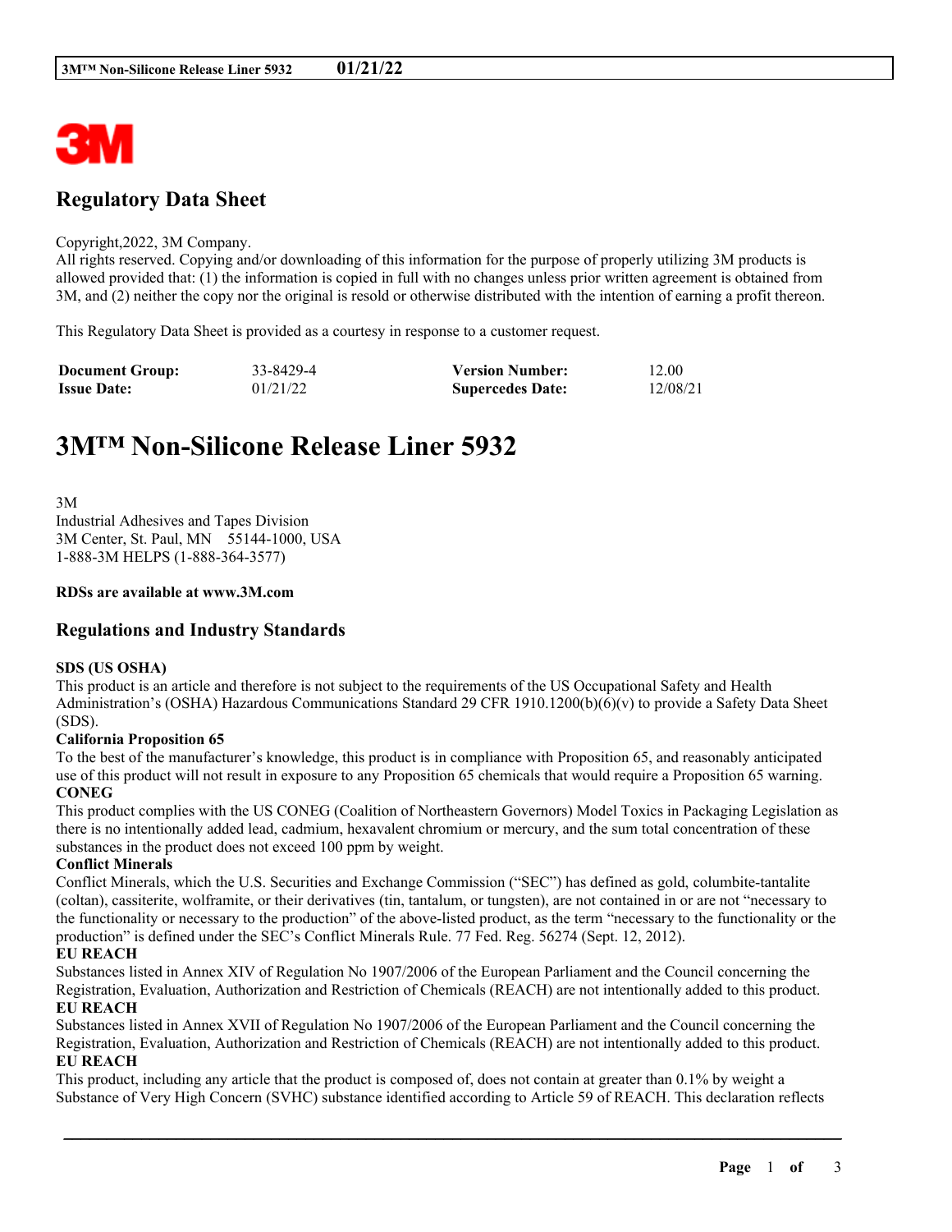## Regulatory Data Sheet

Copyright,2022, 3M Company.
All rights reserved. Copying and/or downloading of this information for the purpose of properly utilizing 3M products is allowed provided that: (1) the information is copied in full with no changes unless prior written agreement is obtained from 3M, and (2) neither the copy nor the original is resold or otherwise distributed with the intention of earning a profit thereon.

This Regulatory Data Sheet is provided as a courtesy in response to a customer request.

| **Document Group:** | 33-8429-4 | **Version Number:** | 12.00 |
|---|---|---|---|
| **Issue Date:** | 01/21/22 | **Supercedes Date:** | 12/08/21 |

# 3M™ Non-Silicone Release Liner 5932

3M
Industrial Adhesives and Tapes Division
3M Center, St. Paul, MN 55144-1000, USA
1-888-3M HELPS (1-888-364-3577)

**RDSs are available at www.3M.com**

## Regulations and Industry Standards

**SDS (US OSHA)**
This product is an article and therefore is not subject to the requirements of the US Occupational Safety and Health Administration's (OSHA) Hazardous Communications Standard 29 CFR 1910.1200(b)(6)(v) to provide a Safety Data Sheet (SDS).

**California Proposition 65**
To the best of the manufacturer's knowledge, this product is in compliance with Proposition 65, and reasonably anticipated use of this product will not result in exposure to any Proposition 65 chemicals that would require a Proposition 65 warning.

**CONEG**
This product complies with the US CONEG (Coalition of Northeastern Governors) Model Toxics in Packaging Legislation as there is no intentionally added lead, cadmium, hexavalent chromium or mercury, and the sum total concentration of these substances in the product does not exceed 100 ppm by weight.

**Conflict Minerals**
Conflict Minerals, which the U.S. Securities and Exchange Commission ("SEC") has defined as gold, columbite-tantalite (coltan), cassiterite, wolframite, or their derivatives (tin, tantalum, or tungsten), are not contained in or are not "necessary to the functionality or necessary to the production" of the above-listed product, as the term "necessary to the functionality or the production" is defined under the SEC's Conflict Minerals Rule. 77 Fed. Reg. 56274 (Sept. 12, 2012).

**EU REACH**
Substances listed in Annex XIV of Regulation No 1907/2006 of the European Parliament and the Council concerning the Registration, Evaluation, Authorization and Restriction of Chemicals (REACH) are not intentionally added to this product.

**EU REACH**
Substances listed in Annex XVII of Regulation No 1907/2006 of the European Parliament and the Council concerning the Registration, Evaluation, Authorization and Restriction of Chemicals (REACH) are not intentionally added to this product.

**EU REACH**
This product, including any article that the product is composed of, does not contain at greater than 0.1% by weight a Substance of Very High Concern (SVHC) substance identified according to Article 59 of REACH. This declaration reflects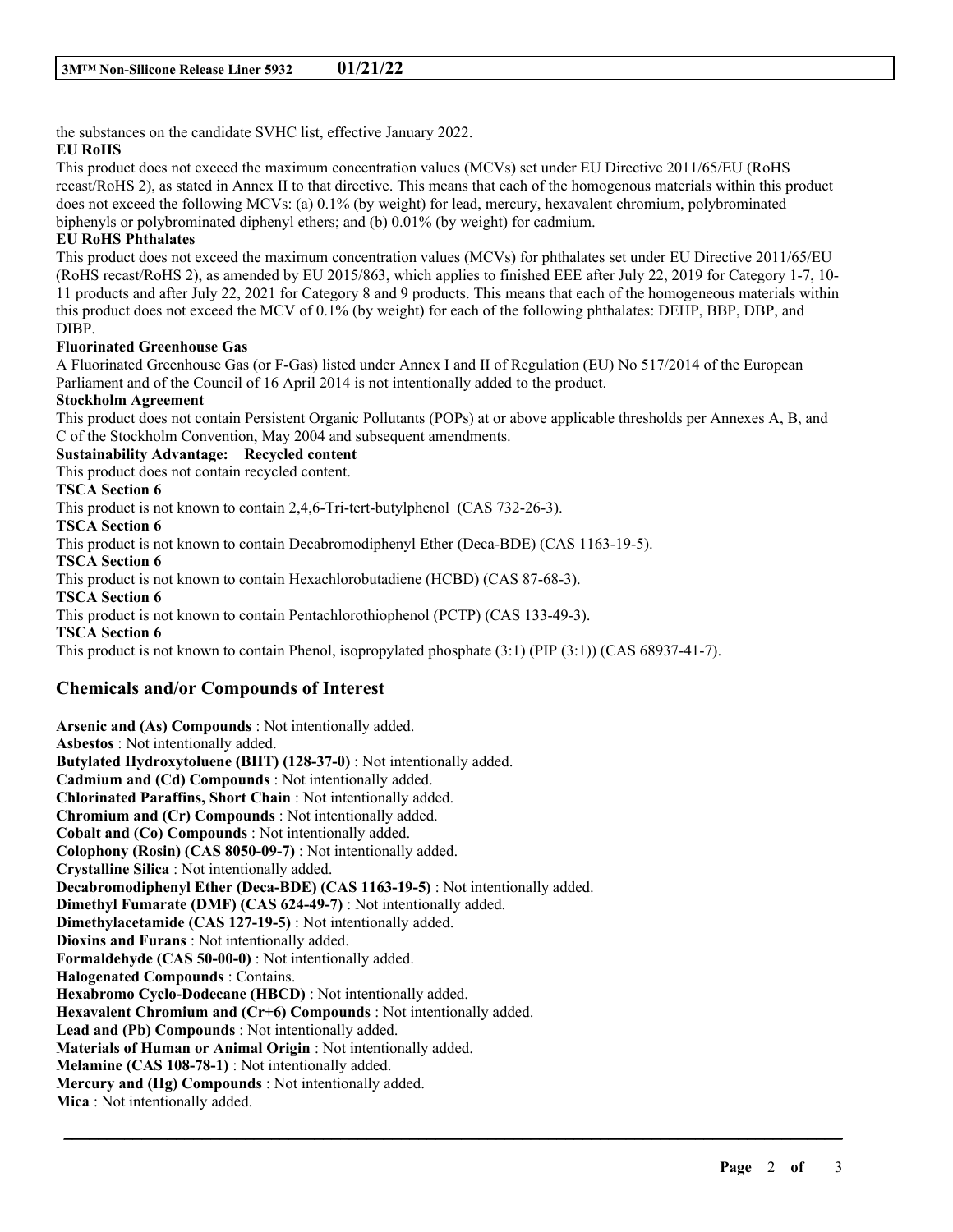the substances on the candidate SVHC list, effective January 2022.

**EU RoHS**

This product does not exceed the maximum concentration values (MCVs) set under EU Directive 2011/65/EU (RoHS recast/RoHS 2), as stated in Annex II to that directive. This means that each of the homogenous materials within this product does not exceed the following MCVs: (a) 0.1% (by weight) for lead, mercury, hexavalent chromium, polybrominated biphenyls or polybrominated diphenyl ethers; and (b) 0.01% (by weight) for cadmium.

**EU RoHS Phthalates**

This product does not exceed the maximum concentration values (MCVs) for phthalates set under EU Directive 2011/65/EU (RoHS recast/RoHS 2), as amended by EU 2015/863, which applies to finished EEE after July 22, 2019 for Category 1-7, 10-11 products and after July 22, 2021 for Category 8 and 9 products. This means that each of the homogeneous materials within this product does not exceed the MCV of 0.1% (by weight) for each of the following phthalates: DEHP, BBP, DBP, and DIBP.

**Fluorinated Greenhouse Gas**

A Fluorinated Greenhouse Gas (or F-Gas) listed under Annex I and II of Regulation (EU) No 517/2014 of the European Parliament and of the Council of 16 April 2014 is not intentionally added to the product.

**Stockholm Agreement**

This product does not contain Persistent Organic Pollutants (POPs) at or above applicable thresholds per Annexes A, B, and C of the Stockholm Convention, May 2004 and subsequent amendments.

**Sustainability Advantage: Recycled content**

This product does not contain recycled content.

**TSCA Section 6**

This product is not known to contain 2,4,6-Tri-tert-butylphenol (CAS 732-26-3).

**TSCA Section 6**

This product is not known to contain Decabromodiphenyl Ether (Deca-BDE) (CAS 1163-19-5).

**TSCA Section 6**

This product is not known to contain Hexachlorobutadiene (HCBD) (CAS 87-68-3).

**TSCA Section 6**

This product is not known to contain Pentachlorothiophenol (PCTP) (CAS 133-49-3).

**TSCA Section 6**

This product is not known to contain Phenol, isopropylated phosphate (3:1) (PIP (3:1)) (CAS 68937-41-7).

## Chemicals and/or Compounds of Interest

**Arsenic and (As) Compounds** : Not intentionally added.
**Asbestos** : Not intentionally added.
**Butylated Hydroxytoluene (BHT) (128-37-0)** : Not intentionally added.
**Cadmium and (Cd) Compounds** : Not intentionally added.
**Chlorinated Paraffins, Short Chain** : Not intentionally added.
**Chromium and (Cr) Compounds** : Not intentionally added.
**Cobalt and (Co) Compounds** : Not intentionally added.
**Colophony (Rosin) (CAS 8050-09-7)** : Not intentionally added.
**Crystalline Silica** : Not intentionally added.
**Decabromodiphenyl Ether (Deca-BDE) (CAS 1163-19-5)** : Not intentionally added.
**Dimethyl Fumarate (DMF) (CAS 624-49-7)** : Not intentionally added.
**Dimethylacetamide (CAS 127-19-5)** : Not intentionally added.
**Dioxins and Furans** : Not intentionally added.
**Formaldehyde (CAS 50-00-0)** : Not intentionally added.
**Halogenated Compounds** : Contains.
**Hexabromo Cyclo-Dodecane (HBCD)** : Not intentionally added.
**Hexavalent Chromium and (Cr+6) Compounds** : Not intentionally added.
**Lead and (Pb) Compounds** : Not intentionally added.
**Materials of Human or Animal Origin** : Not intentionally added.
**Melamine (CAS 108-78-1)** : Not intentionally added.
**Mercury and (Hg) Compounds** : Not intentionally added.
**Mica** : Not intentionally added.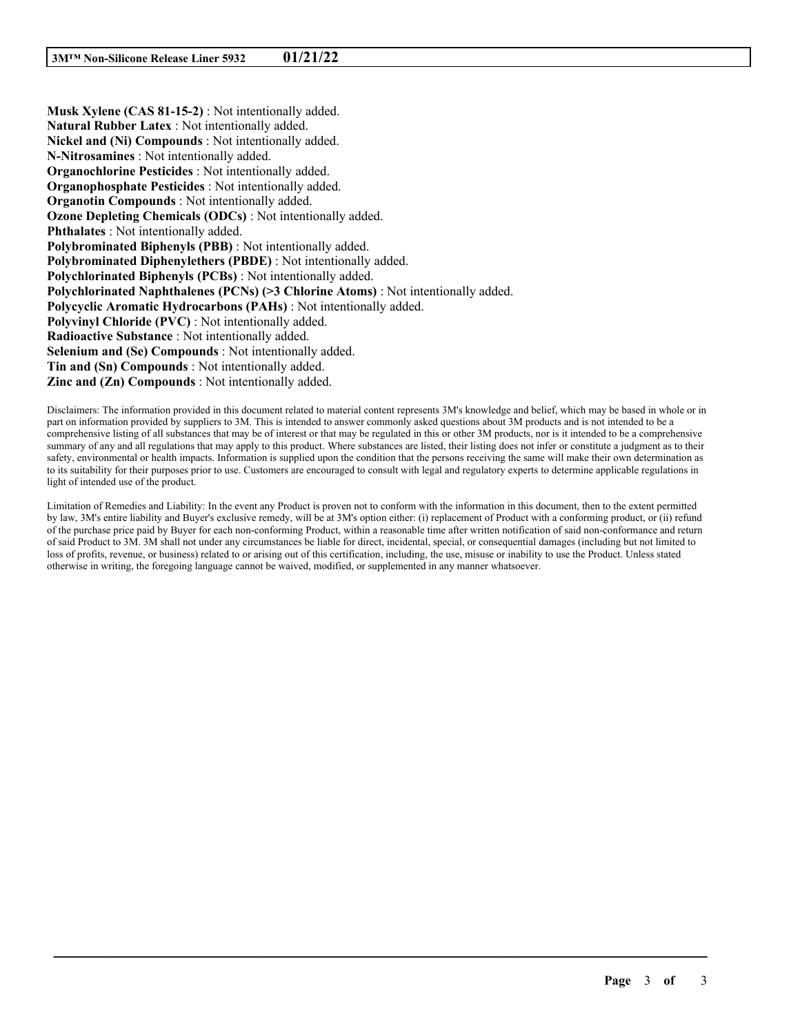**Musk Xylene (CAS 81-15-2)** : Not intentionally added.
**Natural Rubber Latex** : Not intentionally added.
**Nickel and (Ni) Compounds** : Not intentionally added.
**N-Nitrosamines** : Not intentionally added.
**Organochlorine Pesticides** : Not intentionally added.
**Organophosphate Pesticides** : Not intentionally added.
**Organotin Compounds** : Not intentionally added.
**Ozone Depleting Chemicals (ODCs)** : Not intentionally added.
**Phthalates** : Not intentionally added.
**Polybrominated Biphenyls (PBB)** : Not intentionally added.
**Polybrominated Diphenylethers (PBDE)** : Not intentionally added.
**Polychlorinated Biphenyls (PCBs)** : Not intentionally added.
**Polychlorinated Naphthalenes (PCNs) (>3 Chlorine Atoms)** : Not intentionally added.
**Polycyclic Aromatic Hydrocarbons (PAHs)** : Not intentionally added.
**Polyvinyl Chloride (PVC)** : Not intentionally added.
**Radioactive Substance** : Not intentionally added.
**Selenium and (Se) Compounds** : Not intentionally added.
**Tin and (Sn) Compounds** : Not intentionally added.
**Zinc and (Zn) Compounds** : Not intentionally added.

Disclaimers: The information provided in this document related to material content represents 3M's knowledge and belief, which may be based in whole or in part on information provided by suppliers to 3M. This is intended to answer commonly asked questions about 3M products and is not intended to be a comprehensive listing of all substances that may be of interest or that may be regulated in this or other 3M products, nor is it intended to be a comprehensive summary of any and all regulations that may apply to this product. Where substances are listed, their listing does not infer or constitute a judgment as to their safety, environmental or health impacts. Information is supplied upon the condition that the persons receiving the same will make their own determination as to its suitability for their purposes prior to use. Customers are encouraged to consult with legal and regulatory experts to determine applicable regulations in light of intended use of the product.

Limitation of Remedies and Liability: In the event any Product is proven not to conform with the information in this document, then to the extent permitted by law, 3M's entire liability and Buyer's exclusive remedy, will be at 3M's option either: (i) replacement of Product with a conforming product, or (ii) refund of the purchase price paid by Buyer for each non-conforming Product, within a reasonable time after written notification of said non-conformance and return of said Product to 3M. 3M shall not under any circumstances be liable for direct, incidental, special, or consequential damages (including but not limited to loss of profits, revenue, or business) related to or arising out of this certification, including, the use, misuse or inability to use the Product. Unless stated otherwise in writing, the foregoing language cannot be waived, modified, or supplemented in any manner whatsoever.